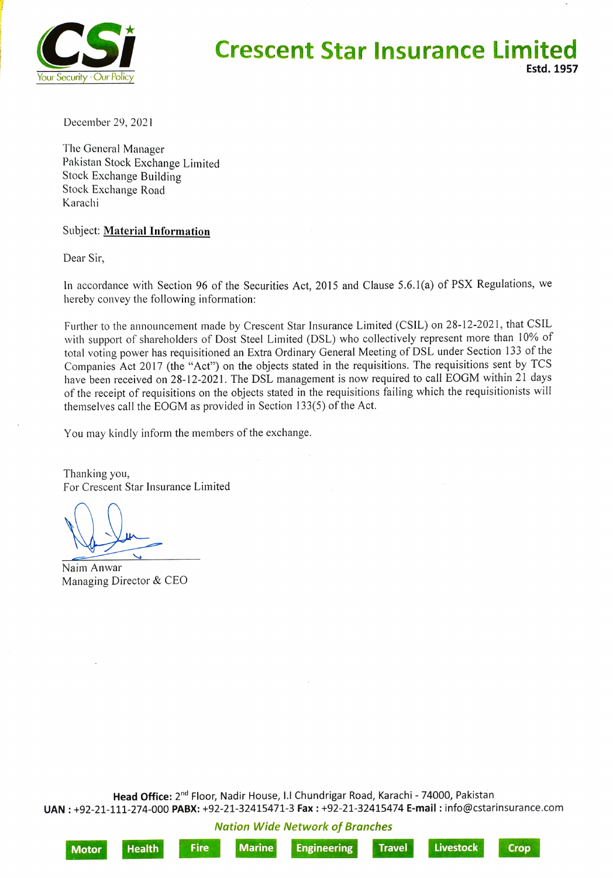# Crescent Star Insurance Limited

CSi – Your Security - Our Policy

Estd. 1957

December 29, 2021

The General Manager
Pakistan Stock Exchange Limited
Stock Exchange Building
Stock Exchange Road
Karachi

Subject: **Material Information**

Dear Sir,

In accordance with Section 96 of the Securities Act, 2015 and Clause 5.6.1(a) of PSX Regulations, we hereby convey the following information:

Further to the announcement made by Crescent Star Insurance Limited (CSIL) on 28-12-2021, that CSIL with support of shareholders of Dost Steel Limited (DSL) who collectively represent more than 10% of total voting power has requisitioned an Extra Ordinary General Meeting of DSL under Section 133 of the Companies Act 2017 (the "Act") on the objects stated in the requisitions. The requisitions sent by TCS have been received on 28-12-2021. The DSL management is now required to call EOGM within 21 days of the receipt of requisitions on the objects stated in the requisitions failing which the requisitionists will themselves call the EOGM as provided in Section 133(5) of the Act.

You may kindly inform the members of the exchange.

Thanking you,
For Crescent Star Insurance Limited

Naim Anwar
Managing Director & CEO

**Head Office:** 2nd Floor, Nadir House, I.I Chundrigar Road, Karachi - 74000, Pakistan
**UAN :** +92-21-111-274-000 **PABX:** +92-21-32415471-3 **Fax :** +92-21-32415474 **E-mail :** info@cstarinsurance.com

*Nation Wide Network of Branches*

Motor | Health | Fire | Marine | Engineering | Travel | Livestock | Crop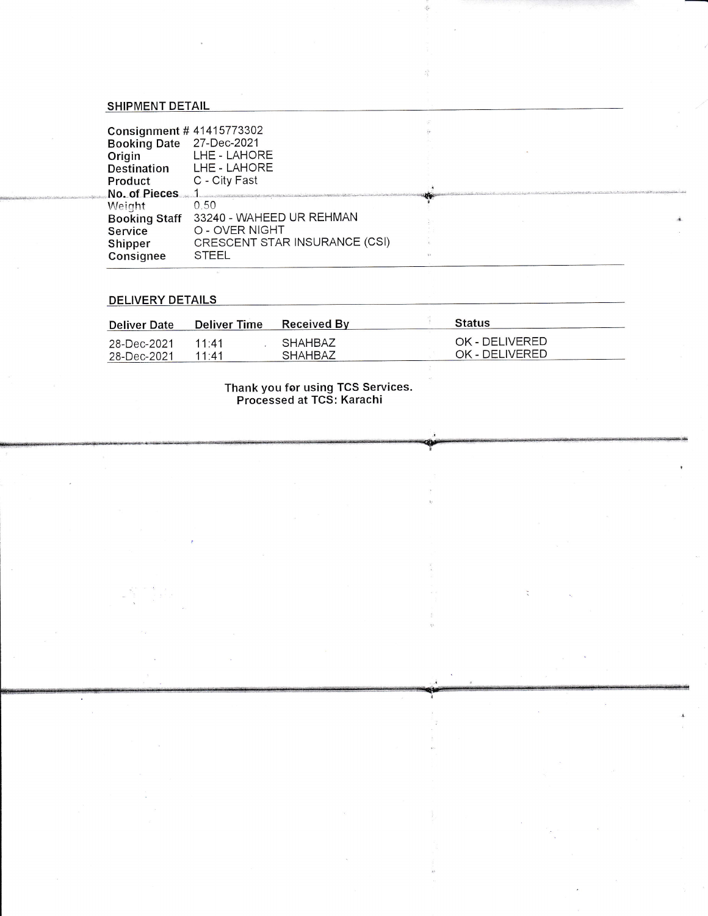## SHIPMENT DETAIL

| | |
|---|---|
| **Consignment #** | 41415773302 |
| **Booking Date** | 27-Dec-2021 |
| **Origin** | LHE - LAHORE |
| **Destination** | LHE - LAHORE |
| **Product** | C - City Fast |
| **No. of Pieces** | 1 |
| Weight | 0.50 |
| **Booking Staff** | 33240 - WAHEED UR REHMAN |
| **Service** | O - OVER NIGHT |
| **Shipper** | CRESCENT STAR INSURANCE (CSI) |
| **Consignee** | STEEL |

## DELIVERY DETAILS

| Deliver Date | Deliver Time | Received By | Status |
|---|---|---|---|
| 28-Dec-2021 | 11:41 | SHAHBAZ | OK - DELIVERED |
| 28-Dec-2021 | 11:41 | SHAHBAZ | OK - DELIVERED |

**Thank you for using TCS Services.**
**Processed at TCS: Karachi**